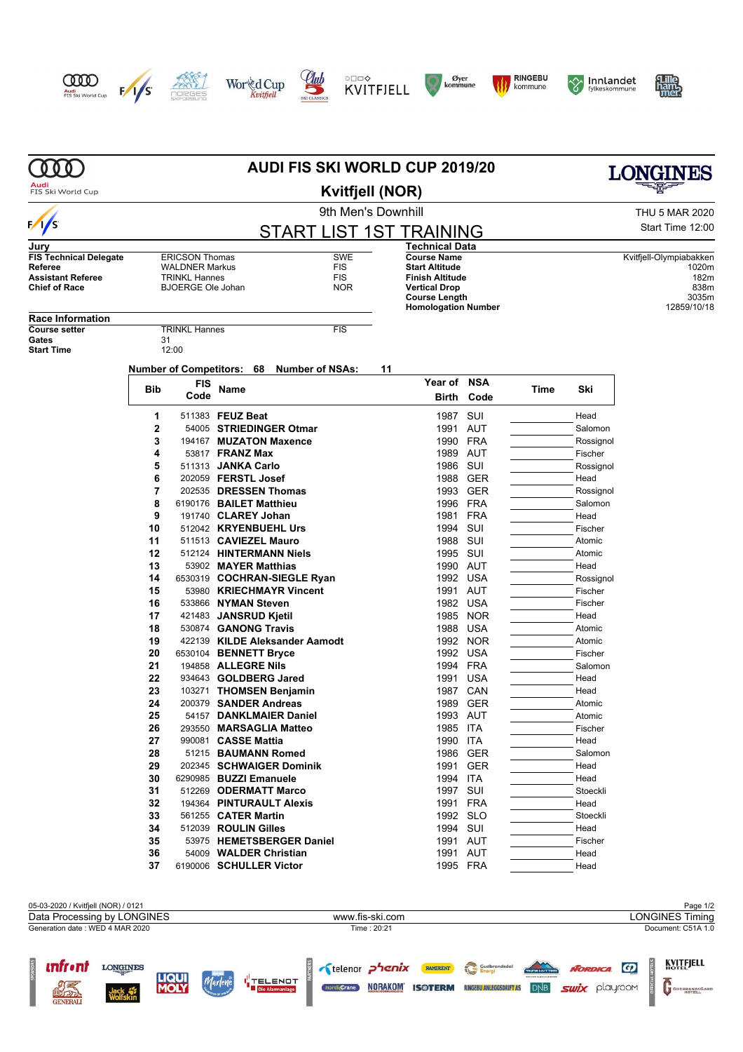# AUDI FIS SKI WORLD CUP 2019/20

## Kvitfjell (NOR)

9th Men's Downhill

THU 5 MAR 2020

Start Time 12:00

## START LIST 1ST TRAINING

**Jury**

| | | |
|---|---|---|
| **FIS Technical Delegate** | ERICSON Thomas | SWE |
| **Referee** | WALDNER Markus | FIS |
| **Assistant Referee** | TRINKL Hannes | FIS |
| **Chief of Race** | BJOERGE Ole Johan | NOR |

**Technical Data**

| | |
|---|---|
| **Course Name** | Kvitfjell-Olympiabakken |
| **Start Altitude** | 1020m |
| **Finish Altitude** | 182m |
| **Vertical Drop** | 838m |
| **Course Length** | 3035m |
| **Homologation Number** | 12859/10/18 |

**Race Information**

| | | |
|---|---|---|
| **Course setter** | TRINKL Hannes | FIS |
| **Gates** | 31 | |
| **Start Time** | 12:00 | |

**Number of Competitors: 68 Number of NSAs: 11**

| Bib | FIS Code | Name | Year of Birth | NSA Code | Time | Ski |
|---|---|---|---|---|---|---|
| 1 | 511383 | **FEUZ Beat** | 1987 | SUI | | Head |
| 2 | 54005 | **STRIEDINGER Otmar** | 1991 | AUT | | Salomon |
| 3 | 194167 | **MUZATON Maxence** | 1990 | FRA | | Rossignol |
| 4 | 53817 | **FRANZ Max** | 1989 | AUT | | Fischer |
| 5 | 511313 | **JANKA Carlo** | 1986 | SUI | | Rossignol |
| 6 | 202059 | **FERSTL Josef** | 1988 | GER | | Head |
| 7 | 202535 | **DRESSEN Thomas** | 1993 | GER | | Rossignol |
| 8 | 6190176 | **BAILET Matthieu** | 1996 | FRA | | Salomon |
| 9 | 191740 | **CLAREY Johan** | 1981 | FRA | | Head |
| 10 | 512042 | **KRYENBUEHL Urs** | 1994 | SUI | | Fischer |
| 11 | 511513 | **CAVIEZEL Mauro** | 1988 | SUI | | Atomic |
| 12 | 512124 | **HINTERMANN Niels** | 1995 | SUI | | Atomic |
| 13 | 53902 | **MAYER Matthias** | 1990 | AUT | | Head |
| 14 | 6530319 | **COCHRAN-SIEGLE Ryan** | 1992 | USA | | Rossignol |
| 15 | 53980 | **KRIECHMAYR Vincent** | 1991 | AUT | | Fischer |
| 16 | 533866 | **NYMAN Steven** | 1982 | USA | | Fischer |
| 17 | 421483 | **JANSRUD Kjetil** | 1985 | NOR | | Head |
| 18 | 530874 | **GANONG Travis** | 1988 | USA | | Atomic |
| 19 | 422139 | **KILDE Aleksander Aamodt** | 1992 | NOR | | Atomic |
| 20 | 6530104 | **BENNETT Bryce** | 1992 | USA | | Fischer |
| 21 | 194858 | **ALLEGRE Nils** | 1994 | FRA | | Salomon |
| 22 | 934643 | **GOLDBERG Jared** | 1991 | USA | | Head |
| 23 | 103271 | **THOMSEN Benjamin** | 1987 | CAN | | Head |
| 24 | 200379 | **SANDER Andreas** | 1989 | GER | | Atomic |
| 25 | 54157 | **DANKLMAIER Daniel** | 1993 | AUT | | Atomic |
| 26 | 293550 | **MARSAGLIA Matteo** | 1985 | ITA | | Fischer |
| 27 | 990081 | **CASSE Mattia** | 1990 | ITA | | Head |
| 28 | 51215 | **BAUMANN Romed** | 1986 | GER | | Salomon |
| 29 | 202345 | **SCHWAIGER Dominik** | 1991 | GER | | Head |
| 30 | 6290985 | **BUZZI Emanuele** | 1994 | ITA | | Head |
| 31 | 512269 | **ODERMATT Marco** | 1997 | SUI | | Stoeckli |
| 32 | 194364 | **PINTURAULT Alexis** | 1991 | FRA | | Head |
| 33 | 561255 | **CATER Martin** | 1992 | SLO | | Stoeckli |
| 34 | 512039 | **ROULIN Gilles** | 1994 | SUI | | Head |
| 35 | 53975 | **HEMETSBERGER Daniel** | 1991 | AUT | | Fischer |
| 36 | 54009 | **WALDER Christian** | 1991 | AUT | | Head |
| 37 | 6190006 | **SCHULLER Victor** | 1995 | FRA | | Head |

05-03-2020 / Kvitfjell (NOR) / 0121

Data Processing by LONGINES — www.fis-ski.com — LONGINES Timing

Generation date : WED 4 MAR 2020 — Time : 20:21 — Document: C51A 1.0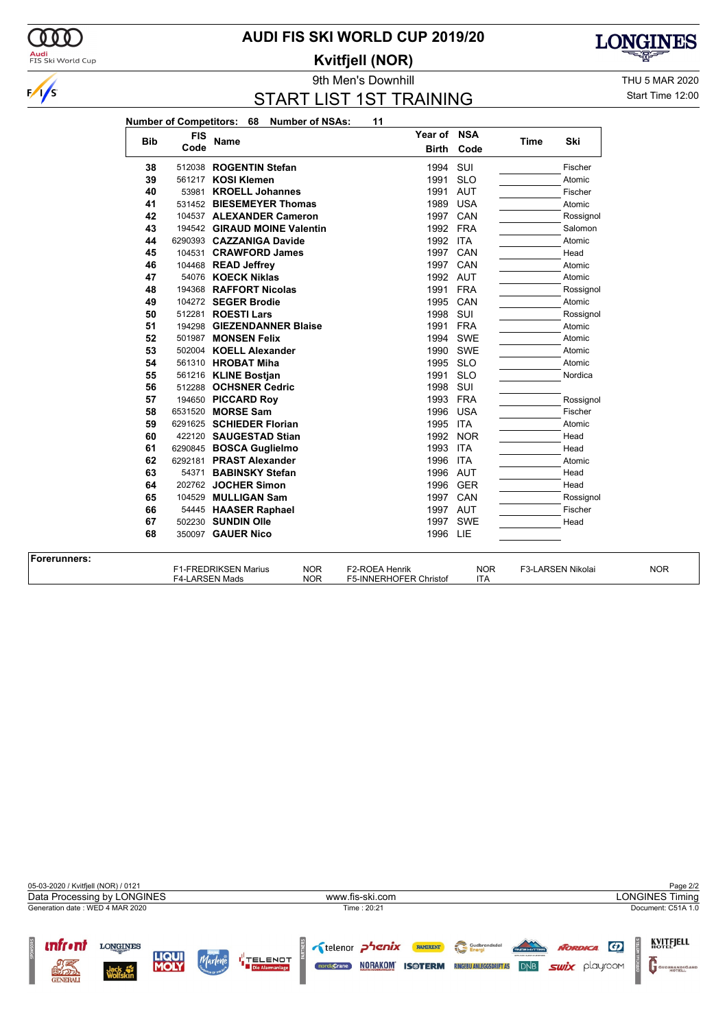# AUDI FIS SKI WORLD CUP 2019/20

## Kvitfjell (NOR)

9th Men's Downhill

THU 5 MAR 2020

## START LIST 1ST TRAINING

Start Time 12:00

**Number of Competitors: 68 Number of NSAs: 11**

| Bib | FIS Code | Name | Year of Birth | NSA Code | Time | Ski |
|---|---|---|---|---|---|---|
| 38 | 512038 | **ROGENTIN Stefan** | 1994 | SUI | | Fischer |
| 39 | 561217 | **KOSI Klemen** | 1991 | SLO | | Atomic |
| 40 | 53981 | **KROELL Johannes** | 1991 | AUT | | Fischer |
| 41 | 531452 | **BIESEMEYER Thomas** | 1989 | USA | | Atomic |
| 42 | 104537 | **ALEXANDER Cameron** | 1997 | CAN | | Rossignol |
| 43 | 194542 | **GIRAUD MOINE Valentin** | 1992 | FRA | | Salomon |
| 44 | 6290393 | **CAZZANIGA Davide** | 1992 | ITA | | Atomic |
| 45 | 104531 | **CRAWFORD James** | 1997 | CAN | | Head |
| 46 | 104468 | **READ Jeffrey** | 1997 | CAN | | Atomic |
| 47 | 54076 | **KOECK Niklas** | 1992 | AUT | | Atomic |
| 48 | 194368 | **RAFFORT Nicolas** | 1991 | FRA | | Rossignol |
| 49 | 104272 | **SEGER Brodie** | 1995 | CAN | | Atomic |
| 50 | 512281 | **ROESTI Lars** | 1998 | SUI | | Rossignol |
| 51 | 194298 | **GIEZENDANNER Blaise** | 1991 | FRA | | Atomic |
| 52 | 501987 | **MONSEN Felix** | 1994 | SWE | | Atomic |
| 53 | 502004 | **KOELL Alexander** | 1990 | SWE | | Atomic |
| 54 | 561310 | **HROBAT Miha** | 1995 | SLO | | Atomic |
| 55 | 561216 | **KLINE Bostjan** | 1991 | SLO | | Nordica |
| 56 | 512288 | **OCHSNER Cedric** | 1998 | SUI | | |
| 57 | 194650 | **PICCARD Roy** | 1993 | FRA | | Rossignol |
| 58 | 6531520 | **MORSE Sam** | 1996 | USA | | Fischer |
| 59 | 6291625 | **SCHIEDER Florian** | 1995 | ITA | | Atomic |
| 60 | 422120 | **SAUGESTAD Stian** | 1992 | NOR | | Head |
| 61 | 6290845 | **BOSCA Guglielmo** | 1993 | ITA | | Head |
| 62 | 6292181 | **PRAST Alexander** | 1996 | ITA | | Atomic |
| 63 | 54371 | **BABINSKY Stefan** | 1996 | AUT | | Head |
| 64 | 202762 | **JOCHER Simon** | 1996 | GER | | Head |
| 65 | 104529 | **MULLIGAN Sam** | 1997 | CAN | | Rossignol |
| 66 | 54445 | **HAASER Raphael** | 1997 | AUT | | Fischer |
| 67 | 502230 | **SUNDIN Olle** | 1997 | SWE | | Head |
| 68 | 350097 | **GAUER Nico** | 1996 | LIE | | |

**Forerunners:**

| | | | | | |
|---|---|---|---|---|---|
| F1-FREDRIKSEN Marius | NOR | F2-ROEA Henrik | NOR | F3-LARSEN Nikolai | NOR |
| F4-LARSEN Mads | NOR | F5-INNERHOFER Christof | ITA | | |

05-03-2020 / Kvitfjell (NOR) / 0121

Data Processing by LONGINES — www.fis-ski.com — LONGINES Timing

Generation date : WED 4 MAR 2020 — Time : 20:21 — Document: C51A 1.0